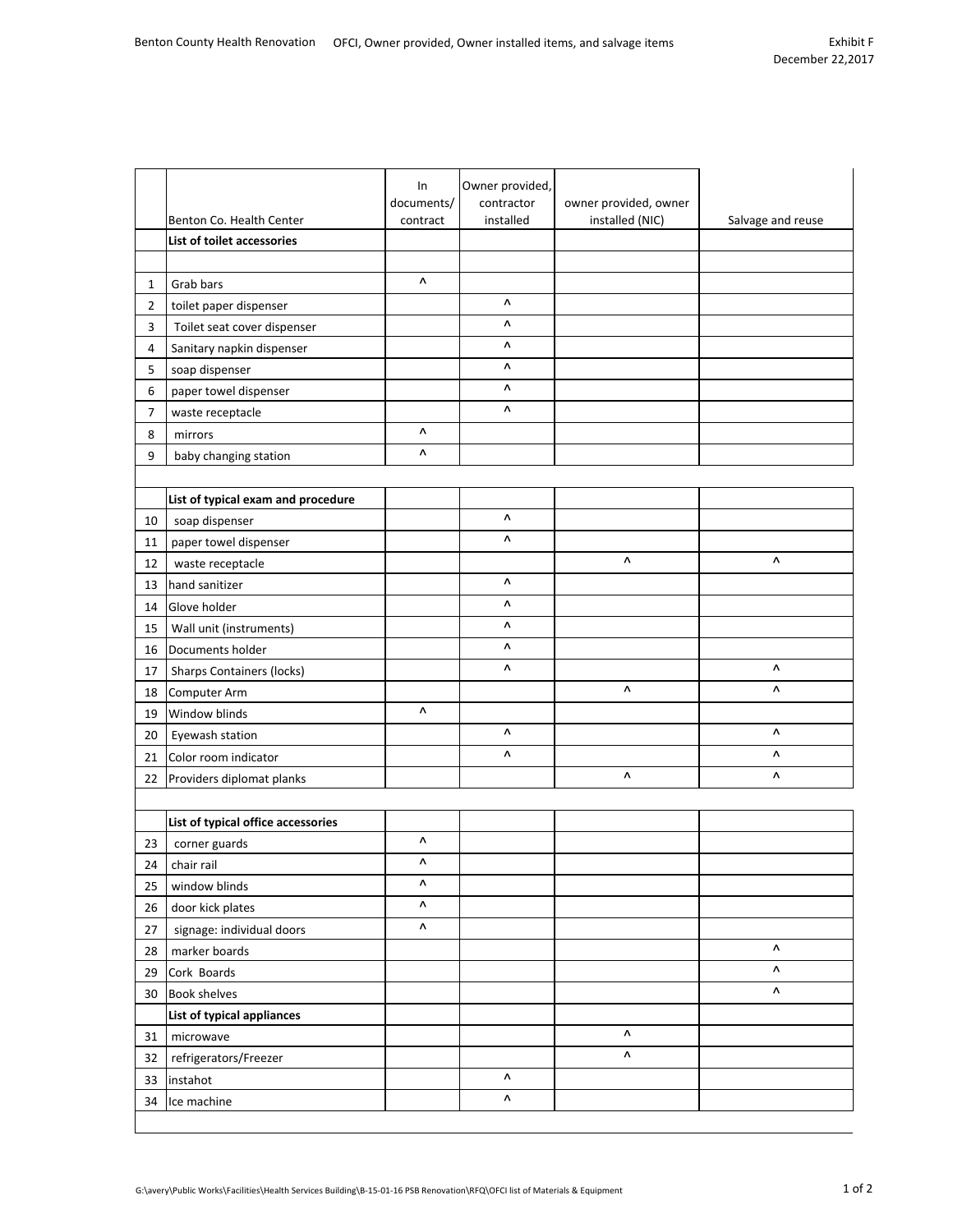Benton County Health Renovation OFCI, Owner provided, Owner installed items, and salvage items

Exhibit F
December 22,2017

| | Benton Co. Health Center | In documents/ contract | Owner provided, contractor installed | owner provided, owner installed (NIC) | Salvage and reuse |
|---|---|---|---|---|---|
| | **List of toilet accessories** | | | | |
| | | | | | |
| 1 | Grab bars | ^ | | | |
| 2 | toilet paper dispenser | | ^ | | |
| 3 | Toilet seat cover dispenser | | ^ | | |
| 4 | Sanitary napkin dispenser | | ^ | | |
| 5 | soap dispenser | | ^ | | |
| 6 | paper towel dispenser | | ^ | | |
| 7 | waste receptacle | | ^ | | |
| 8 | mirrors | ^ | | | |
| 9 | baby changing station | ^ | | | |
| | | | | | |
| | **List of typical exam and procedure** | | | | |
| 10 | soap dispenser | | ^ | | |
| 11 | paper towel dispenser | | ^ | | |
| 12 | waste receptacle | | | ^ | ^ |
| 13 | hand sanitizer | | ^ | | |
| 14 | Glove holder | | ^ | | |
| 15 | Wall unit (instruments) | | ^ | | |
| 16 | Documents holder | | ^ | | |
| 17 | Sharps Containers (locks) | | ^ | | ^ |
| 18 | Computer Arm | | | ^ | ^ |
| 19 | Window blinds | ^ | | | |
| 20 | Eyewash station | | ^ | | ^ |
| 21 | Color room indicator | | ^ | | ^ |
| 22 | Providers diplomat planks | | | ^ | ^ |
| | | | | | |
| | **List of typical office accessories** | | | | |
| 23 | corner guards | ^ | | | |
| 24 | chair rail | ^ | | | |
| 25 | window blinds | ^ | | | |
| 26 | door kick plates | ^ | | | |
| 27 | signage: individual doors | ^ | | | |
| 28 | marker boards | | | | ^ |
| 29 | Cork Boards | | | | ^ |
| 30 | Book shelves | | | | ^ |
| | **List of typical appliances** | | | | |
| 31 | microwave | | | ^ | |
| 32 | refrigerators/Freezer | | | ^ | |
| 33 | instahot | | ^ | | |
| 34 | Ice machine | | ^ | | |

G:\avery\Public Works\Facilities\Health Services Building\B-15-01-16 PSB Renovation\RFQ\OFCI list of Materials & Equipment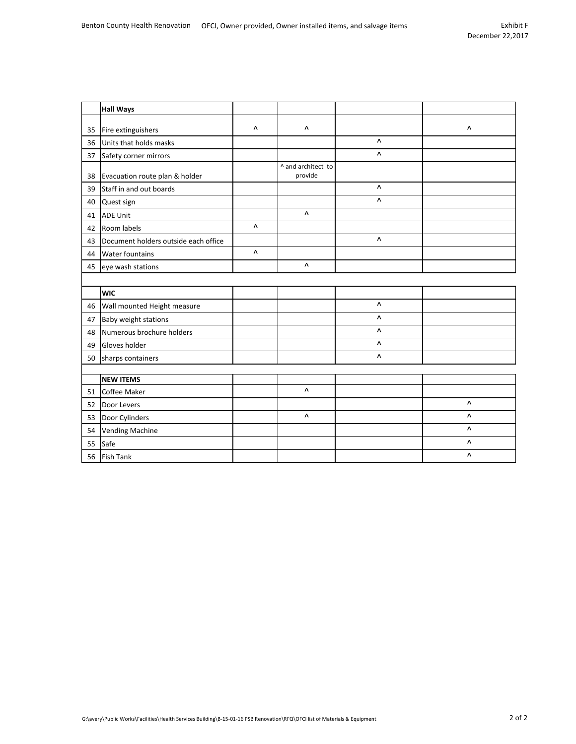| | | | | | |
|---|---|---|---|---|---|
| | **Hall Ways** | | | | |
| 35 | Fire extinguishers | ^ | ^ | | ^ |
| 36 | Units that holds masks | | | ^ | |
| 37 | Safety corner mirrors | | | ^ | |
| 38 | Evacuation route plan & holder | | ^ and architect to provide | | |
| 39 | Staff in and out boards | | | ^ | |
| 40 | Quest sign | | | ^ | |
| 41 | ADE Unit | | ^ | | |
| 42 | Room labels | ^ | | | |
| 43 | Document holders outside each office | | | ^ | |
| 44 | Water fountains | ^ | | | |
| 45 | eye wash stations | | ^ | | |
| | | | | | |
| | **WIC** | | | | |
| 46 | Wall mounted Height measure | | | ^ | |
| 47 | Baby weight stations | | | ^ | |
| 48 | Numerous brochure holders | | | ^ | |
| 49 | Gloves holder | | | ^ | |
| 50 | sharps containers | | | ^ | |
| | | | | | |
| | **NEW ITEMS** | | | | |
| 51 | Coffee Maker | | ^ | | |
| 52 | Door Levers | | | | ^ |
| 53 | Door Cylinders | | ^ | | ^ |
| 54 | Vending Machine | | | | ^ |
| 55 | Safe | | | | ^ |
| 56 | Fish Tank | | | | ^ |

G:\avery\Public Works\Facilities\Health Services Building\B-15-01-16 PSB Renovation\RFQ\OFCI list of Materials & Equipment